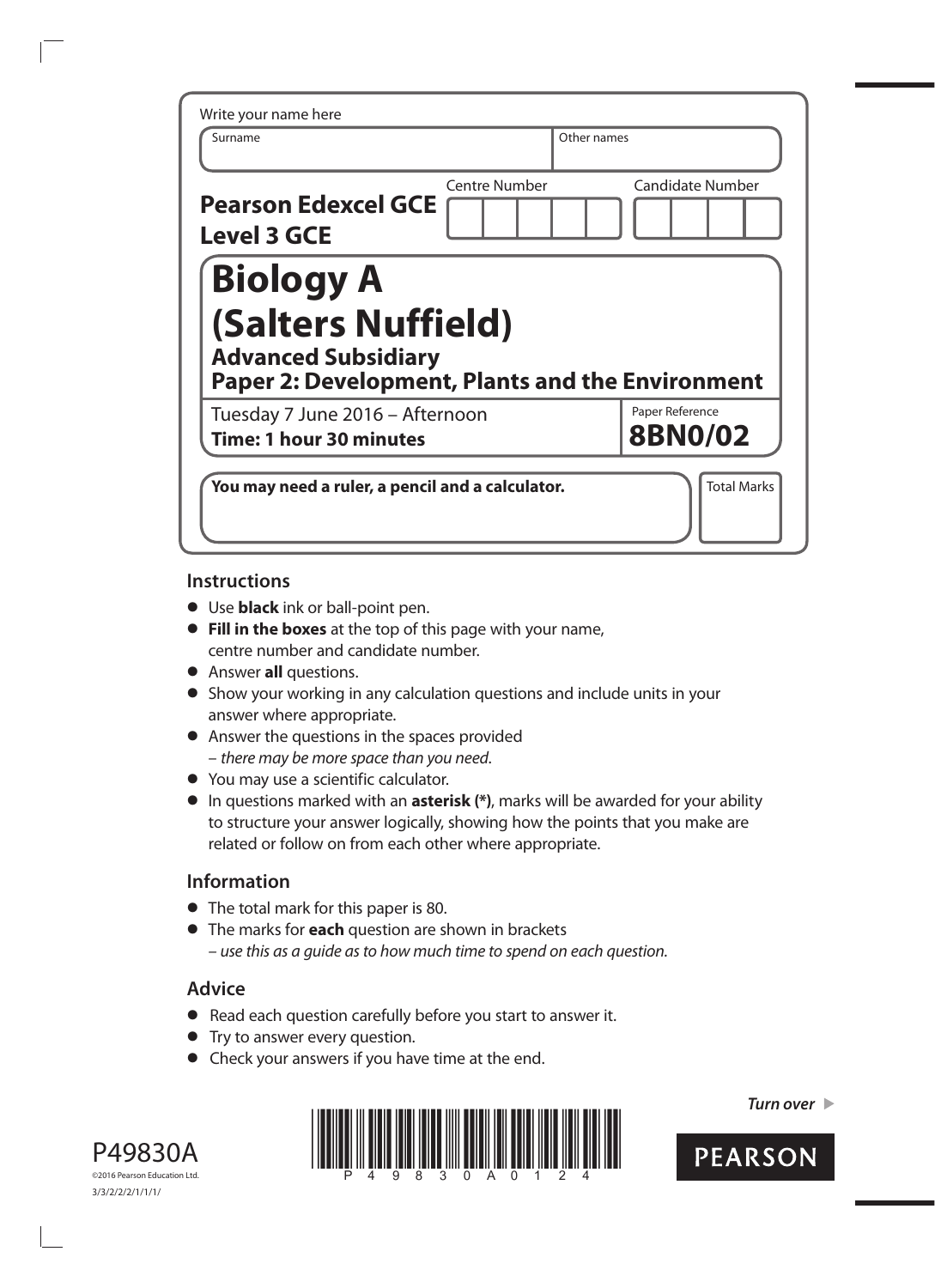Write your name here

| Surname | Other names |
|---|---|
| | |

**Pearson Edexcel GCE**
**Level 3 GCE**

Centre Number | Candidate Number

# Biology A
# (Salters Nuffield)

## Advanced Subsidiary
## Paper 2: Development, Plants and the Environment

Tuesday 7 June 2016 – Afternoon
**Time: 1 hour 30 minutes**

Paper Reference
**8BN0/02**

**You may need a ruler, a pencil and a calculator.**

Total Marks

## Instructions

- Use **black** ink or ball-point pen.
- **Fill in the boxes** at the top of this page with your name, centre number and candidate number.
- Answer **all** questions.
- Show your working in any calculation questions and include units in your answer where appropriate.
- Answer the questions in the spaces provided – *there may be more space than you need.*
- You may use a scientific calculator.
- In questions marked with an **asterisk (*)**, marks will be awarded for your ability to structure your answer logically, showing how the points that you make are related or follow on from each other where appropriate.

## Information

- The total mark for this paper is 80.
- The marks for **each** question are shown in brackets – *use this as a guide as to how much time to spend on each question.*

## Advice

- Read each question carefully before you start to answer it.
- Try to answer every question.
- Check your answers if you have time at the end.

*Turn over* ▶

P49830A
©2016 Pearson Education Ltd.
3/3/2/2/2/1/1/1/

PEARSON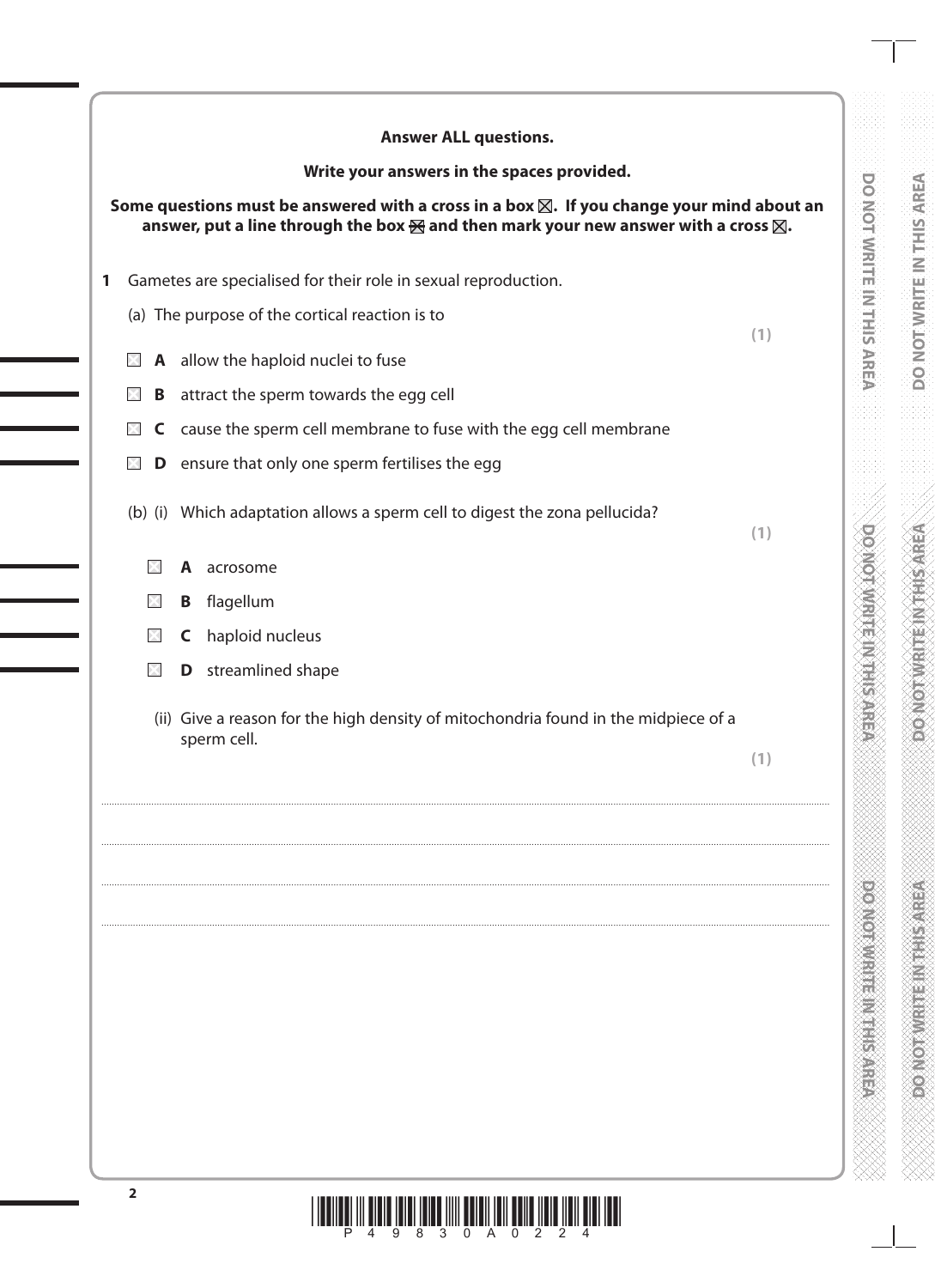**Answer ALL questions.**

**Write your answers in the spaces provided.**

**Some questions must be answered with a cross in a box ☒. If you change your mind about an answer, put a line through the box ☒ and then mark your new answer with a cross ☒.**

**1** Gametes are specialised for their role in sexual reproduction.

(a) The purpose of the cortical reaction is to

**(1)**

☐ **A** allow the haploid nuclei to fuse

☐ **B** attract the sperm towards the egg cell

☐ **C** cause the sperm cell membrane to fuse with the egg cell membrane

☐ **D** ensure that only one sperm fertilises the egg

(b) (i) Which adaptation allows a sperm cell to digest the zona pellucida?

**(1)**

☐ **A** acrosome

☐ **B** flagellum

☐ **C** haploid nucleus

☐ **D** streamlined shape

(ii) Give a reason for the high density of mitochondria found in the midpiece of a sperm cell.

**(1)**

.......................................................................................................................................................................................................................................................................................

.......................................................................................................................................................................................................................................................................................

.......................................................................................................................................................................................................................................................................................

.......................................................................................................................................................................................................................................................................................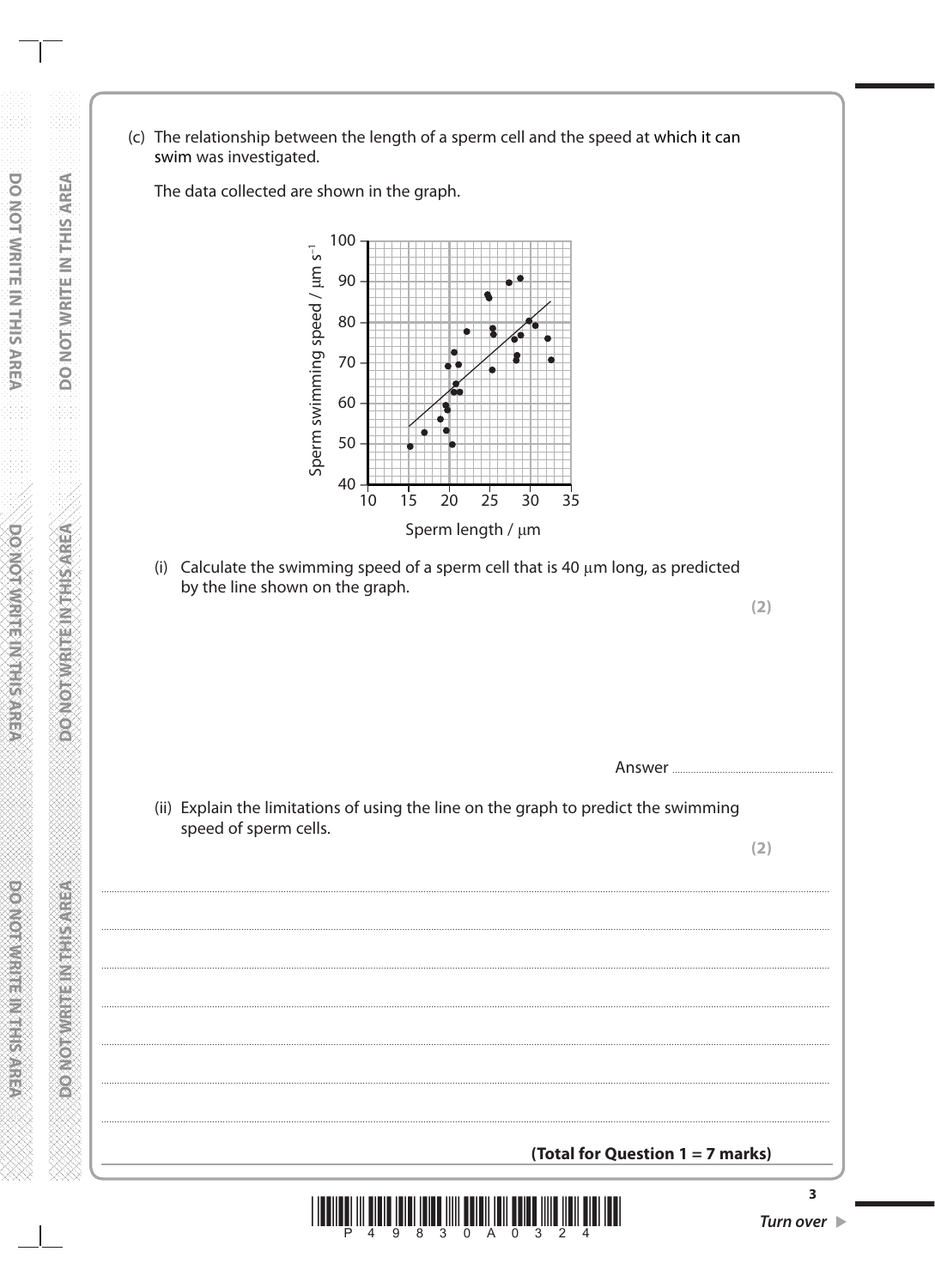(c) The relationship between the length of a sperm cell and the speed at which it can swim was investigated.

The data collected are shown in the graph.

(i) Calculate the swimming speed of a sperm cell that is 40 μm long, as predicted by the line shown on the graph.

**(2)**

Answer ..............................................

(ii) Explain the limitations of using the line on the graph to predict the swimming speed of sperm cells.

**(2)**

..........................................................................................................................................

..........................................................................................................................................

..........................................................................................................................................

..........................................................................................................................................

..........................................................................................................................................

..........................................................................................................................................

..........................................................................................................................................

**(Total for Question 1 = 7 marks)**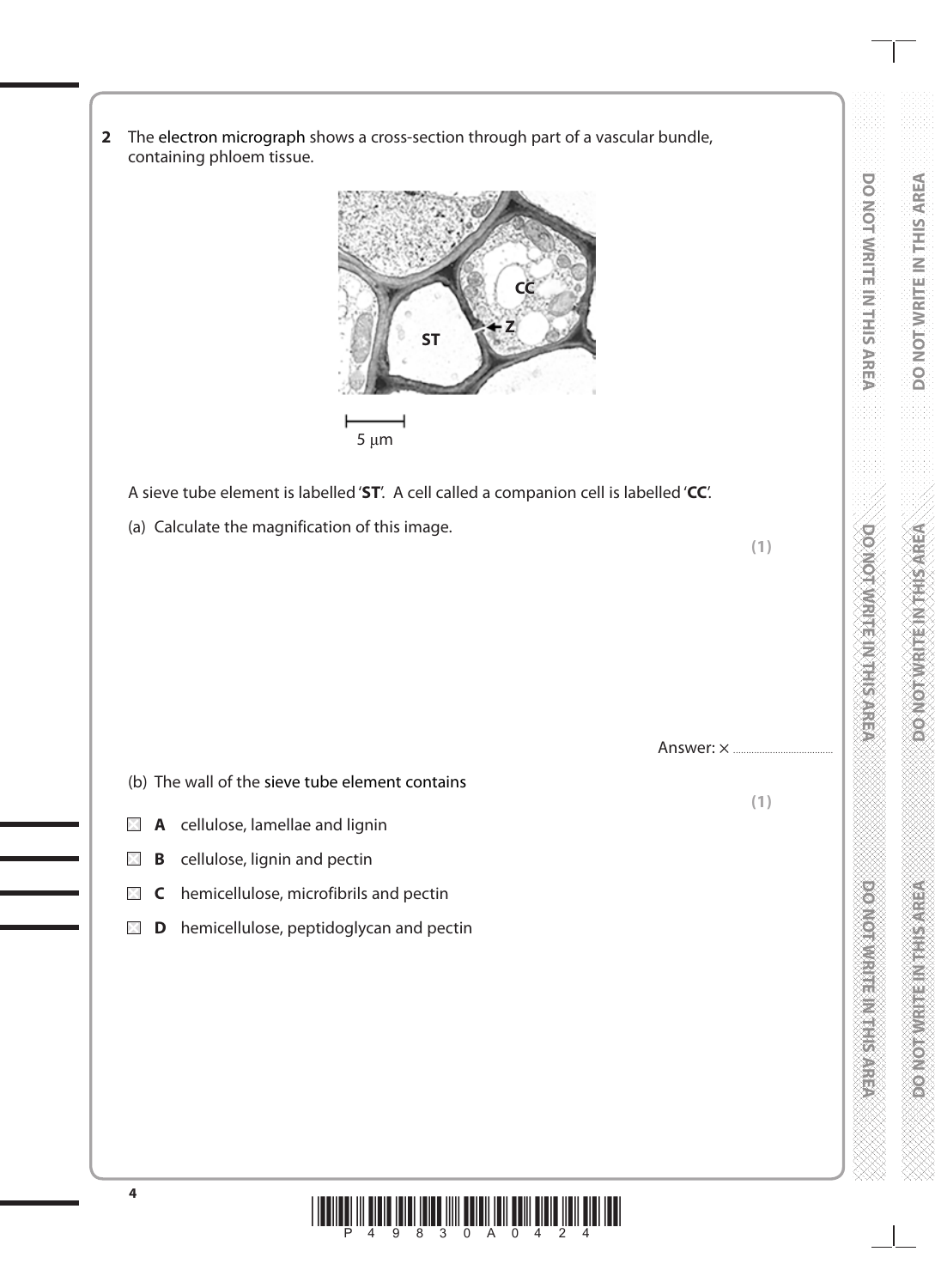**2** The electron micrograph shows a cross-section through part of a vascular bundle, containing phloem tissue.

5 μm

A sieve tube element is labelled '**ST**'. A cell called a companion cell is labelled '**CC**'.

(a) Calculate the magnification of this image.

**(1)**

Answer: × ..............................

(b) The wall of the sieve tube element contains

**(1)**

- ☒ **A** cellulose, lamellae and lignin
- ☒ **B** cellulose, lignin and pectin
- ☒ **C** hemicellulose, microfibrils and pectin
- ☒ **D** hemicellulose, peptidoglycan and pectin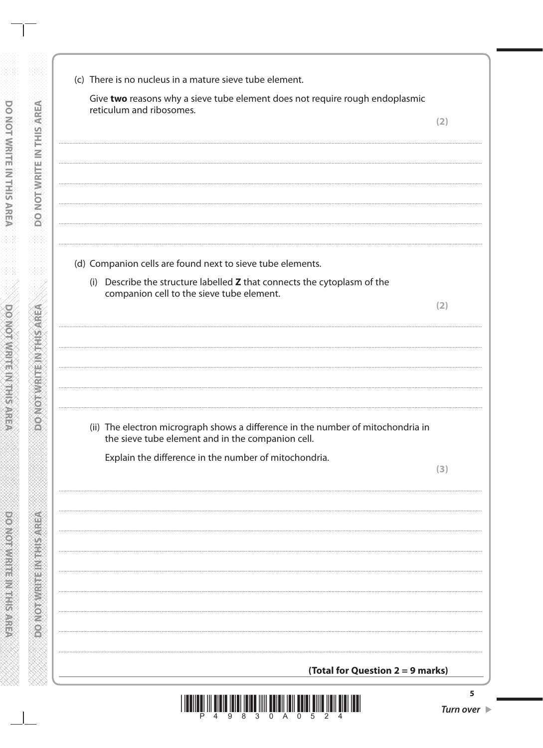(c) There is no nucleus in a mature sieve tube element.

Give **two** reasons why a sieve tube element does not require rough endoplasmic reticulum and ribosomes.

**(2)**

....................................................................................................................................................

....................................................................................................................................................

....................................................................................................................................................

....................................................................................................................................................

....................................................................................................................................................

(d) Companion cells are found next to sieve tube elements.

(i) Describe the structure labelled **Z** that connects the cytoplasm of the companion cell to the sieve tube element.

**(2)**

....................................................................................................................................................

....................................................................................................................................................

....................................................................................................................................................

....................................................................................................................................................

(ii) The electron micrograph shows a difference in the number of mitochondria in the sieve tube element and in the companion cell.

Explain the difference in the number of mitochondria.

**(3)**

....................................................................................................................................................

....................................................................................................................................................

....................................................................................................................................................

....................................................................................................................................................

....................................................................................................................................................

....................................................................................................................................................

....................................................................................................................................................

....................................................................................................................................................

**(Total for Question 2 = 9 marks)**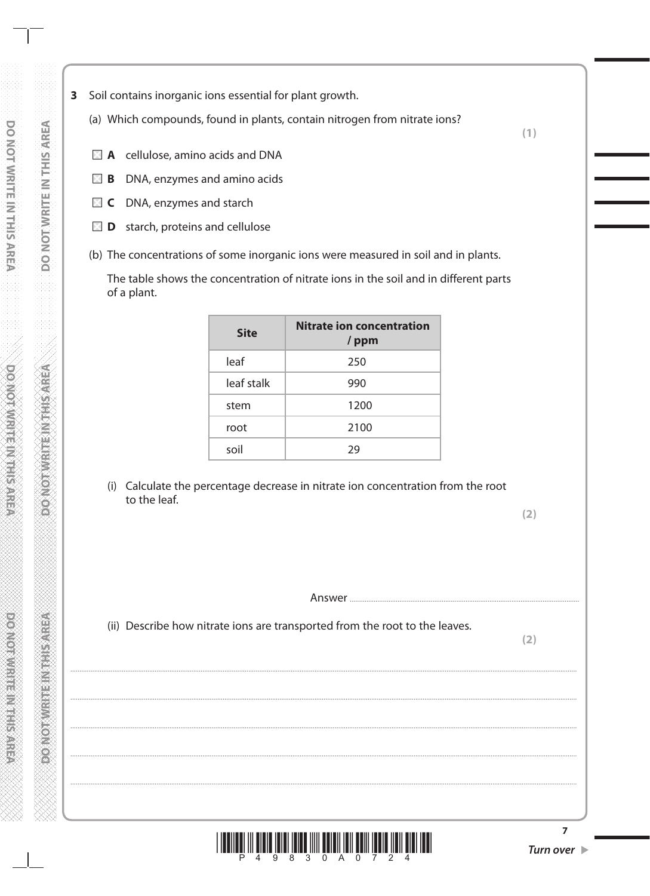**3** Soil contains inorganic ions essential for plant growth.

(a) Which compounds, found in plants, contain nitrogen from nitrate ions? **(1)**

- ☒ **A** cellulose, amino acids and DNA
- ☒ **B** DNA, enzymes and amino acids
- ☒ **C** DNA, enzymes and starch
- ☒ **D** starch, proteins and cellulose

(b) The concentrations of some inorganic ions were measured in soil and in plants.

The table shows the concentration of nitrate ions in the soil and in different parts of a plant.

| Site | Nitrate ion concentration / ppm |
|---|---|
| leaf | 250 |
| leaf stalk | 990 |
| stem | 1200 |
| root | 2100 |
| soil | 29 |

(i) Calculate the percentage decrease in nitrate ion concentration from the root to the leaf. **(2)**

Answer ..............................................................

(ii) Describe how nitrate ions are transported from the root to the leaves. **(2)**

..............................................................................................................................................

..............................................................................................................................................

..............................................................................................................................................

..............................................................................................................................................

..............................................................................................................................................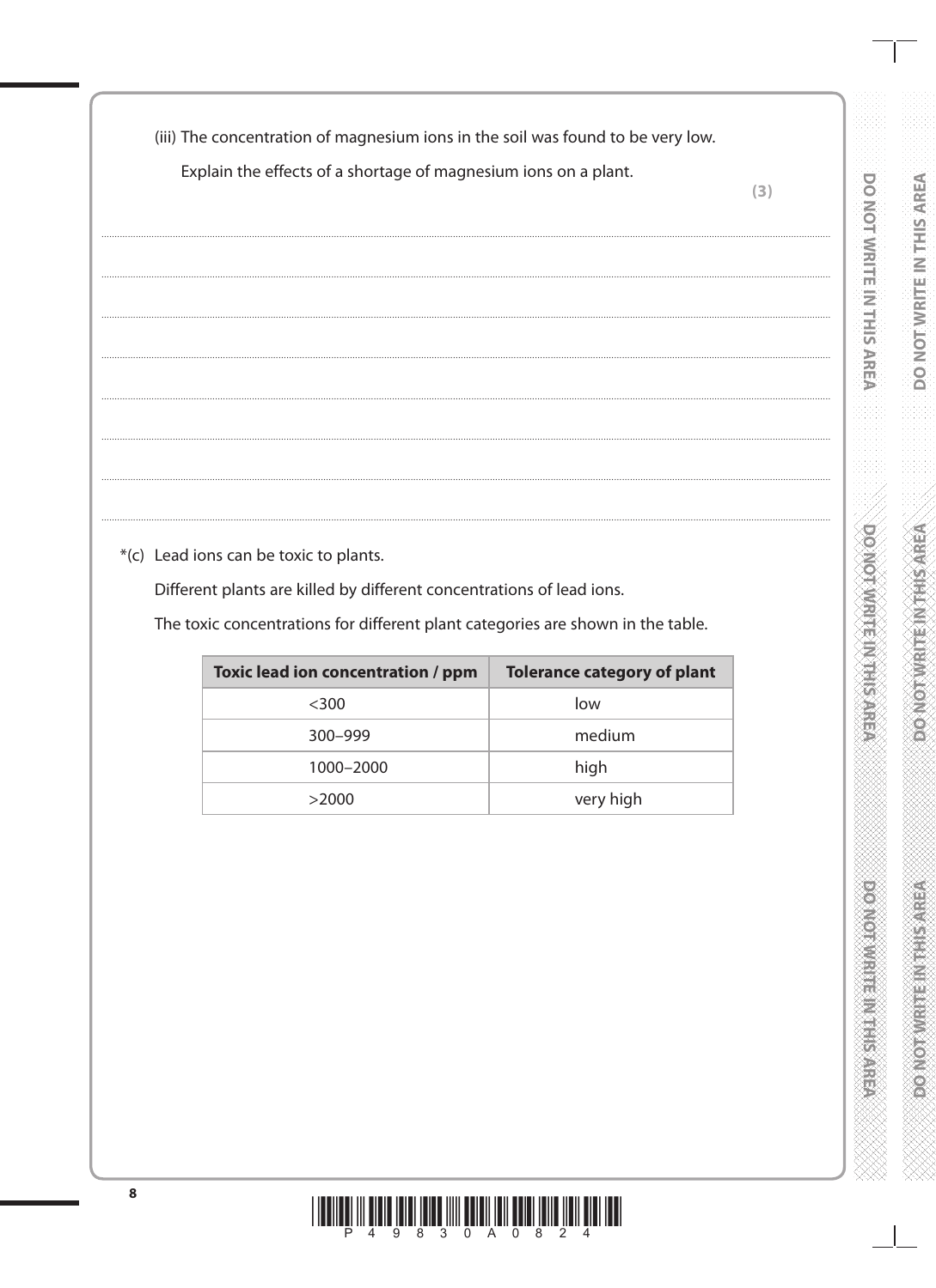(iii) The concentration of magnesium ions in the soil was found to be very low.

Explain the effects of a shortage of magnesium ions on a plant.

**(3)**

.......................................................................................................................................................................................

.......................................................................................................................................................................................

.......................................................................................................................................................................................

.......................................................................................................................................................................................

.......................................................................................................................................................................................

.......................................................................................................................................................................................

*(c) Lead ions can be toxic to plants.

Different plants are killed by different concentrations of lead ions.

The toxic concentrations for different plant categories are shown in the table.

| Toxic lead ion concentration / ppm | Tolerance category of plant |
|---|---|
| <300 | low |
| 300–999 | medium |
| 1000–2000 | high |
| >2000 | very high |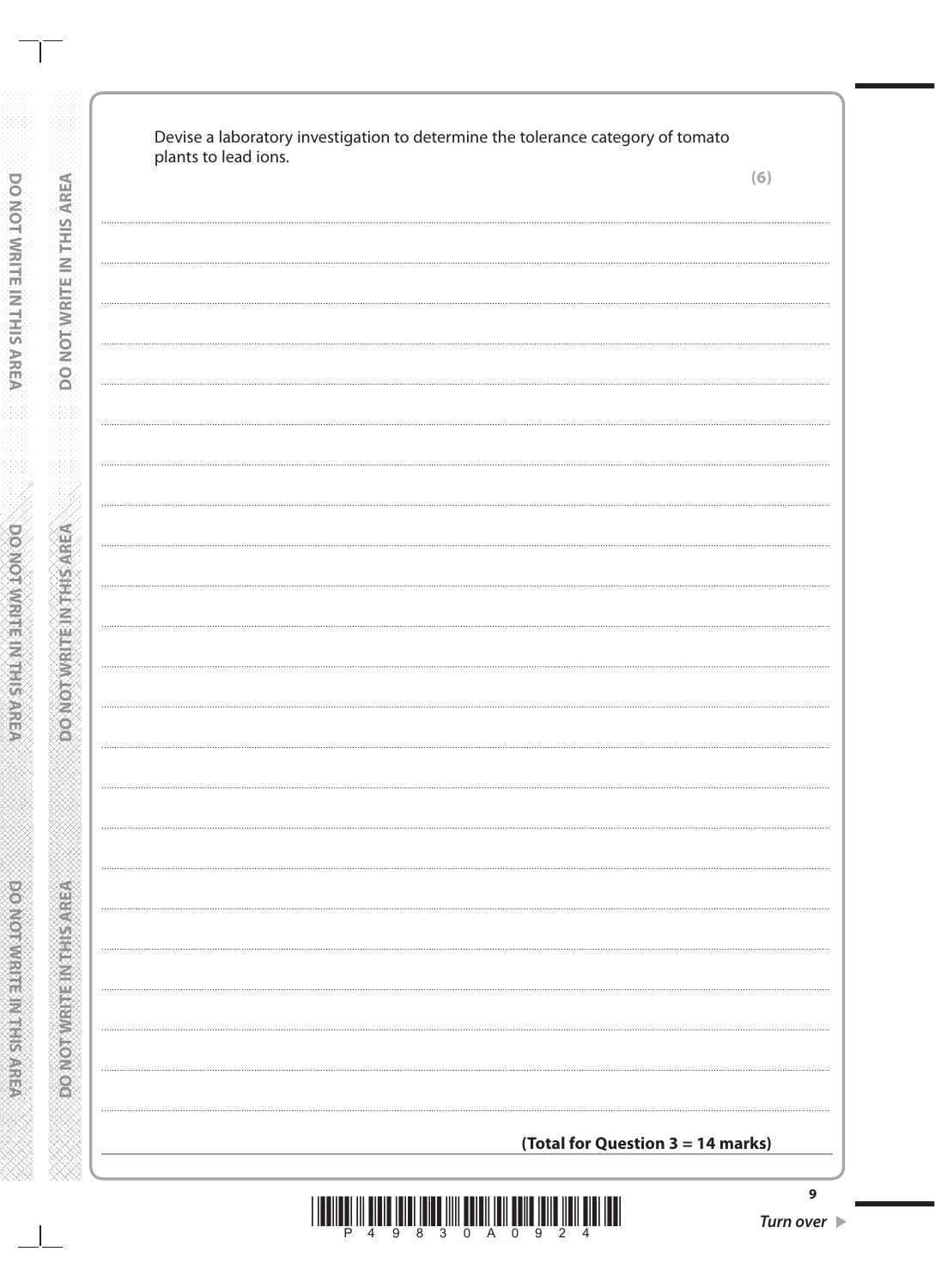Devise a laboratory investigation to determine the tolerance category of tomato plants to lead ions.

**(6)**

**(Total for Question 3 = 14 marks)**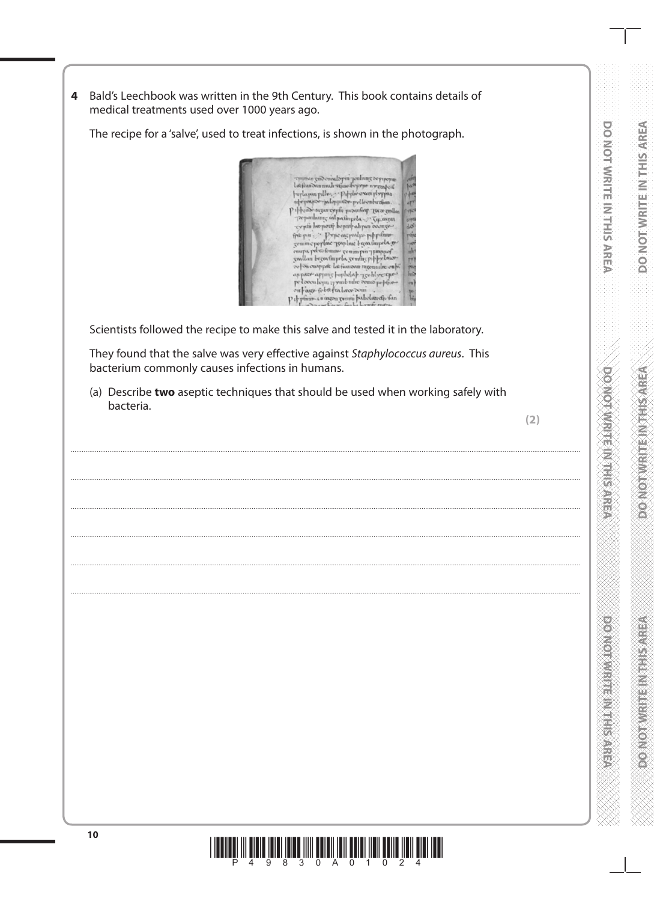**4** Bald's Leechbook was written in the 9th Century. This book contains details of medical treatments used over 1000 years ago.

The recipe for a 'salve', used to treat infections, is shown in the photograph.

Scientists followed the recipe to make this salve and tested it in the laboratory.

They found that the salve was very effective against *Staphylococcus aureus*. This bacterium commonly causes infections in humans.

(a) Describe **two** aseptic techniques that should be used when working safely with bacteria.

**(2)**

..........................................................................................................................................................................................

..........................................................................................................................................................................................

..........................................................................................................................................................................................

..........................................................................................................................................................................................

..........................................................................................................................................................................................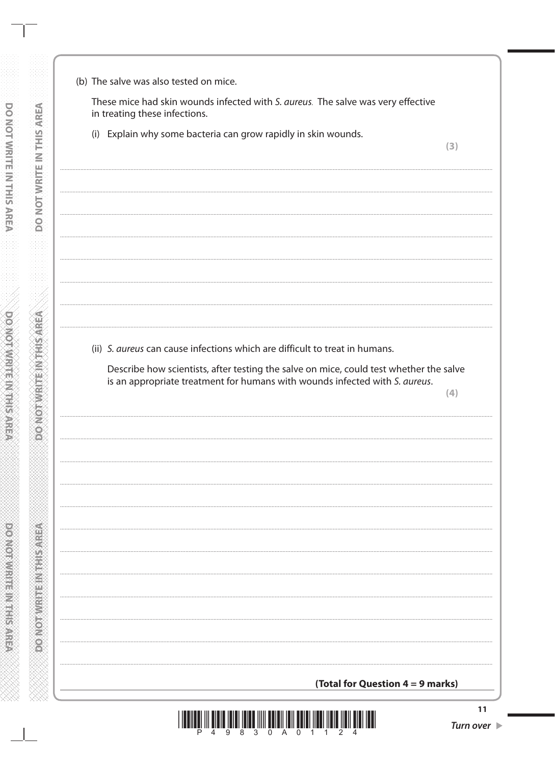(b) The salve was also tested on mice.

These mice had skin wounds infected with *S. aureus*. The salve was very effective in treating these infections.

(i) Explain why some bacteria can grow rapidly in skin wounds.

**(3)**

(ii) *S. aureus* can cause infections which are difficult to treat in humans.

Describe how scientists, after testing the salve on mice, could test whether the salve is an appropriate treatment for humans with wounds infected with *S. aureus*.

**(4)**

**(Total for Question 4 = 9 marks)**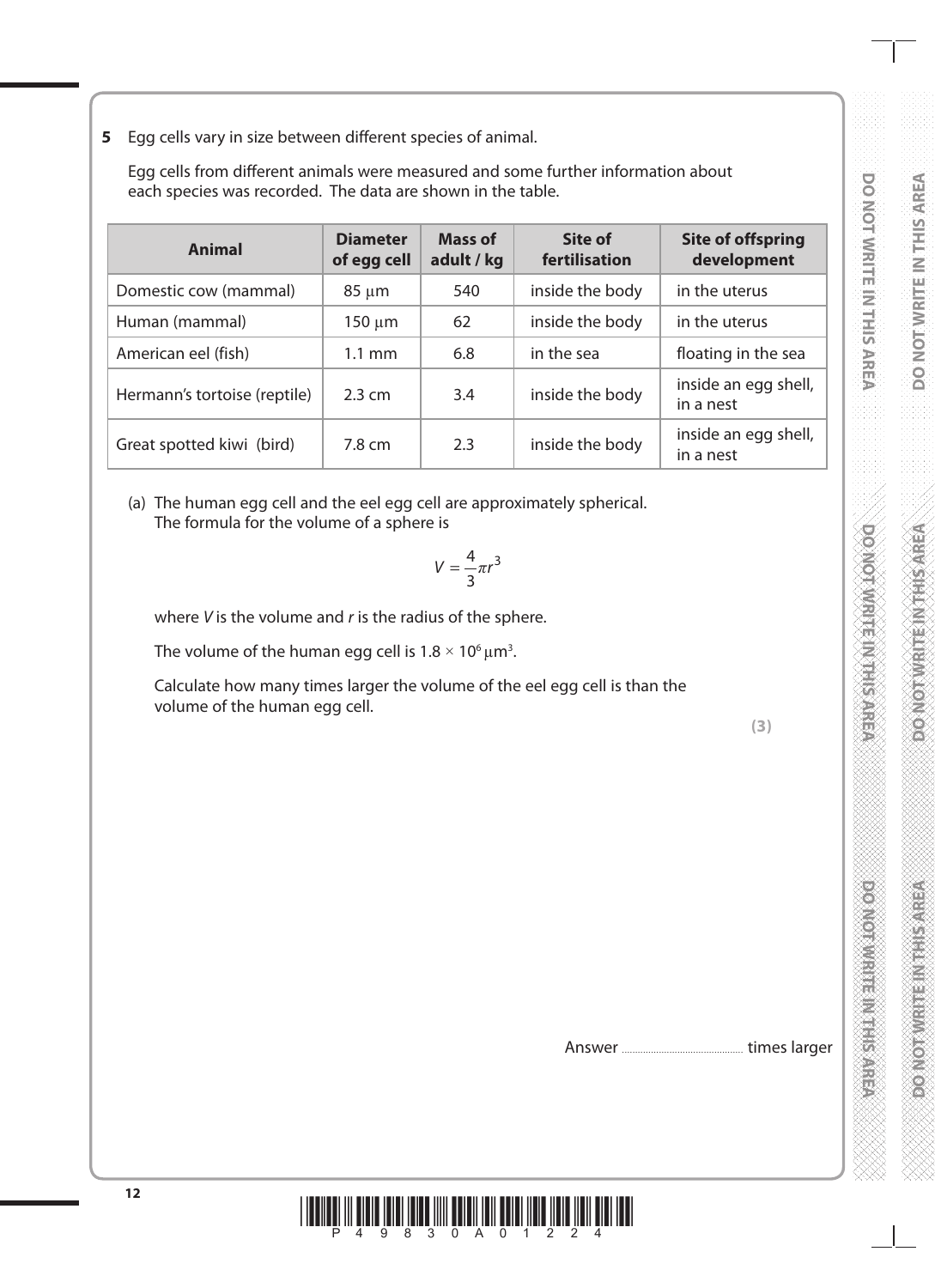**5** Egg cells vary in size between different species of animal.

Egg cells from different animals were measured and some further information about each species was recorded. The data are shown in the table.

| Animal | Diameter of egg cell | Mass of adult / kg | Site of fertilisation | Site of offspring development |
|---|---|---|---|---|
| Domestic cow (mammal) | 85 μm | 540 | inside the body | in the uterus |
| Human (mammal) | 150 μm | 62 | inside the body | in the uterus |
| American eel (fish) | 1.1 mm | 6.8 | in the sea | floating in the sea |
| Hermann's tortoise (reptile) | 2.3 cm | 3.4 | inside the body | inside an egg shell, in a nest |
| Great spotted kiwi (bird) | 7.8 cm | 2.3 | inside the body | inside an egg shell, in a nest |

(a) The human egg cell and the eel egg cell are approximately spherical. The formula for the volume of a sphere is

$$V = \frac{4}{3}\pi r^3$$

where $V$ is the volume and $r$ is the radius of the sphere.

The volume of the human egg cell is $1.8 \times 10^6\ \mu m^3$.

Calculate how many times larger the volume of the eel egg cell is than the volume of the human egg cell.

**(3)**

Answer .............................................. times larger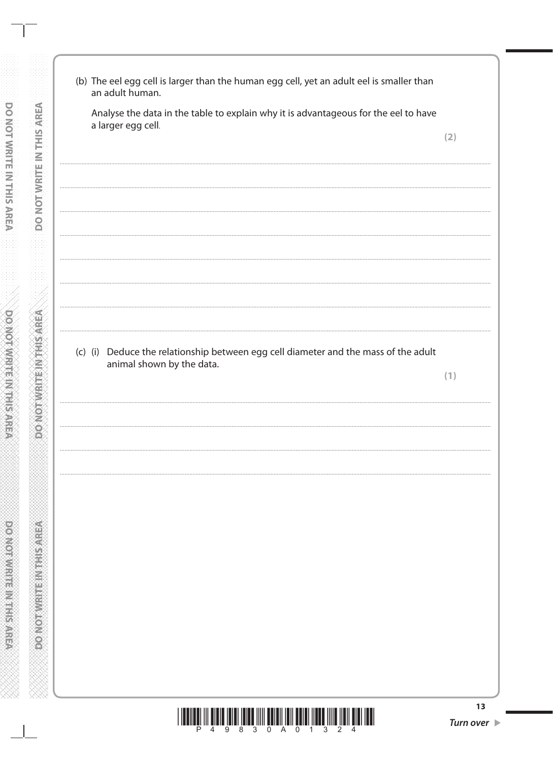(b) The eel egg cell is larger than the human egg cell, yet an adult eel is smaller than an adult human.

Analyse the data in the table to explain why it is advantageous for the eel to have a larger egg cell.

**(2)**

..............................................................................................................................................

..............................................................................................................................................

..............................................................................................................................................

..............................................................................................................................................

..............................................................................................................................................

..............................................................................................................................................

..............................................................................................................................................

(c) (i) Deduce the relationship between egg cell diameter and the mass of the adult animal shown by the data.

**(1)**

..............................................................................................................................................

..............................................................................................................................................

..............................................................................................................................................

..............................................................................................................................................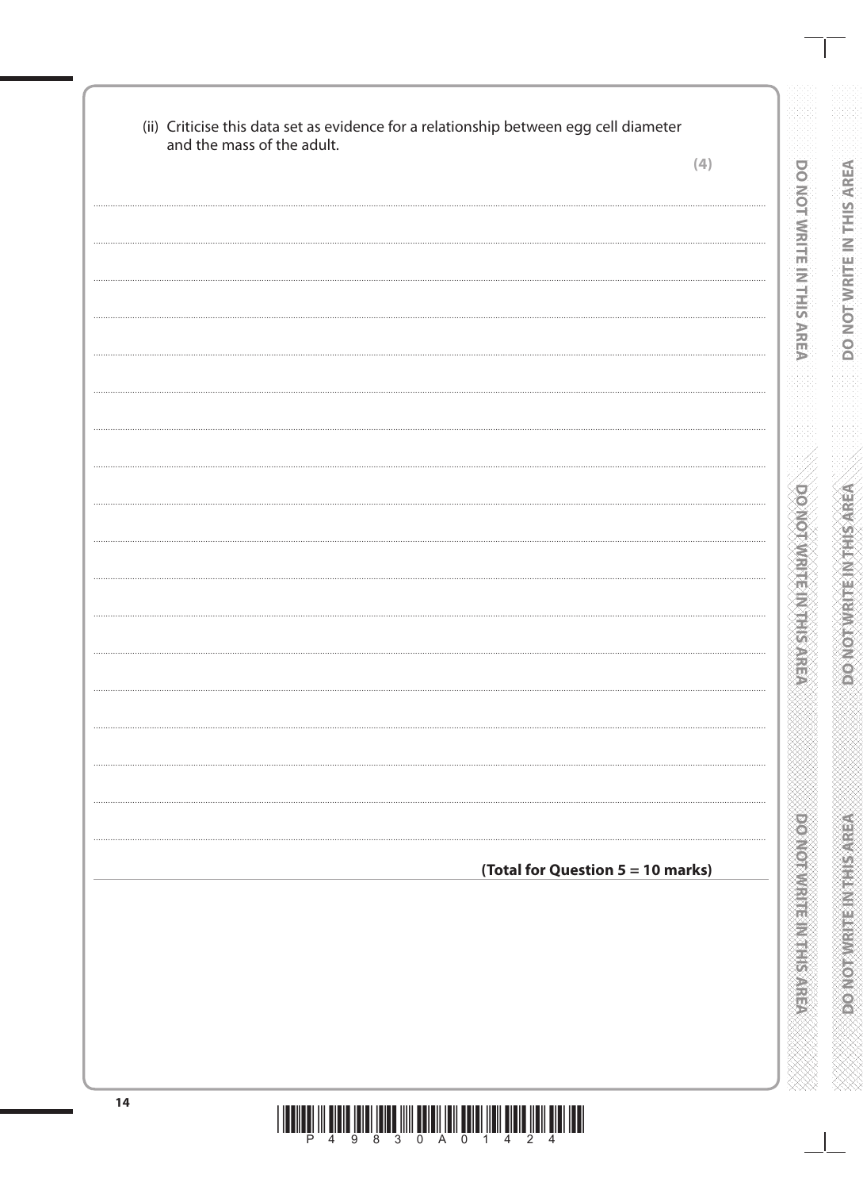(ii) Criticise this data set as evidence for a relationship between egg cell diameter and the mass of the adult.

**(4)**

**(Total for Question 5 = 10 marks)**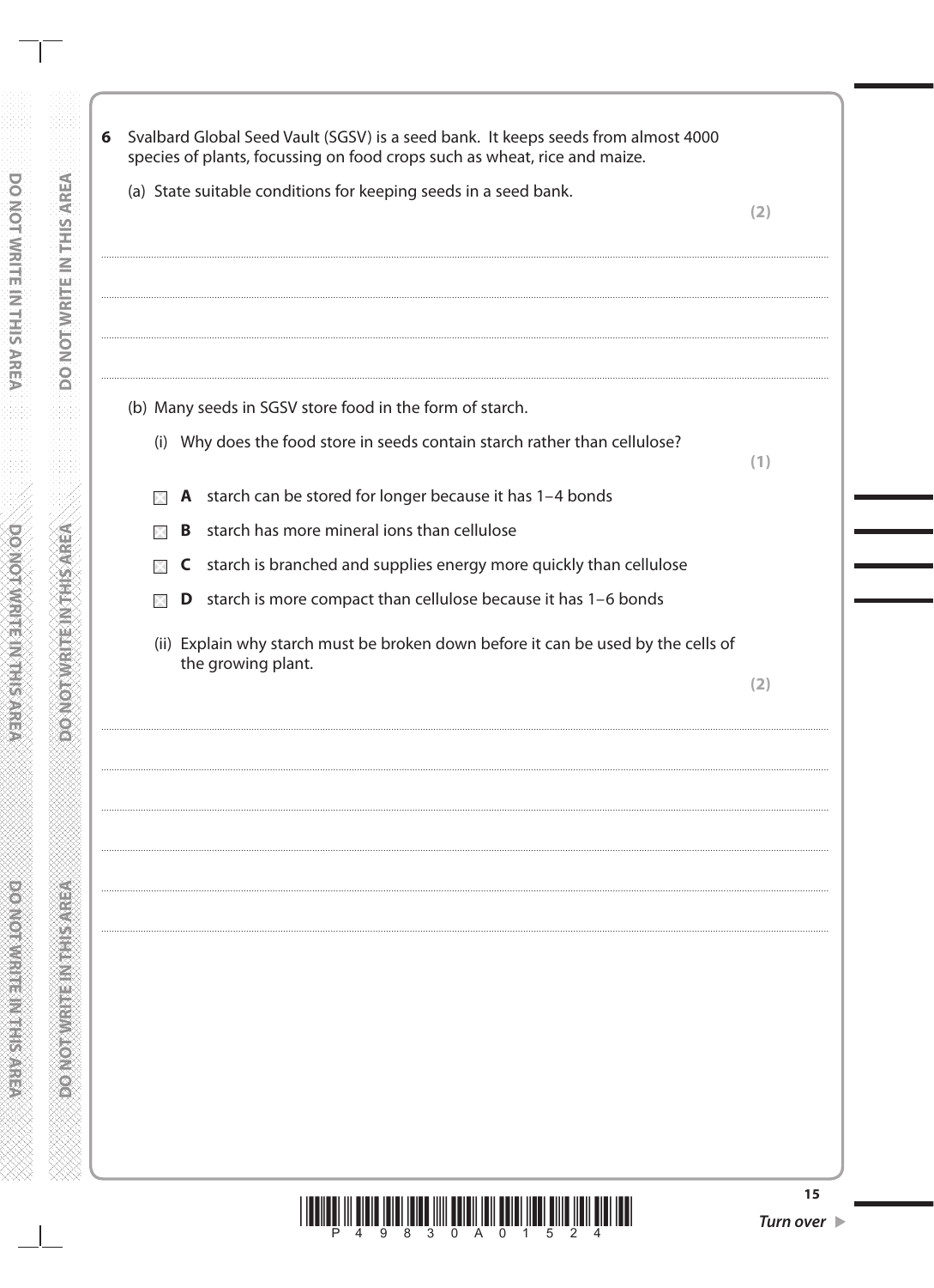**6** Svalbard Global Seed Vault (SGSV) is a seed bank. It keeps seeds from almost 4000 species of plants, focussing on food crops such as wheat, rice and maize.

(a) State suitable conditions for keeping seeds in a seed bank. **(2)**

....................................................................................................................................................

....................................................................................................................................................

....................................................................................................................................................

....................................................................................................................................................

(b) Many seeds in SGSV store food in the form of starch.

(i) Why does the food store in seeds contain starch rather than cellulose? **(1)**

☒ **A** starch can be stored for longer because it has 1–4 bonds

☒ **B** starch has more mineral ions than cellulose

☒ **C** starch is branched and supplies energy more quickly than cellulose

☒ **D** starch is more compact than cellulose because it has 1–6 bonds

(ii) Explain why starch must be broken down before it can be used by the cells of the growing plant. **(2)**

....................................................................................................................................................

....................................................................................................................................................

....................................................................................................................................................

....................................................................................................................................................

....................................................................................................................................................

....................................................................................................................................................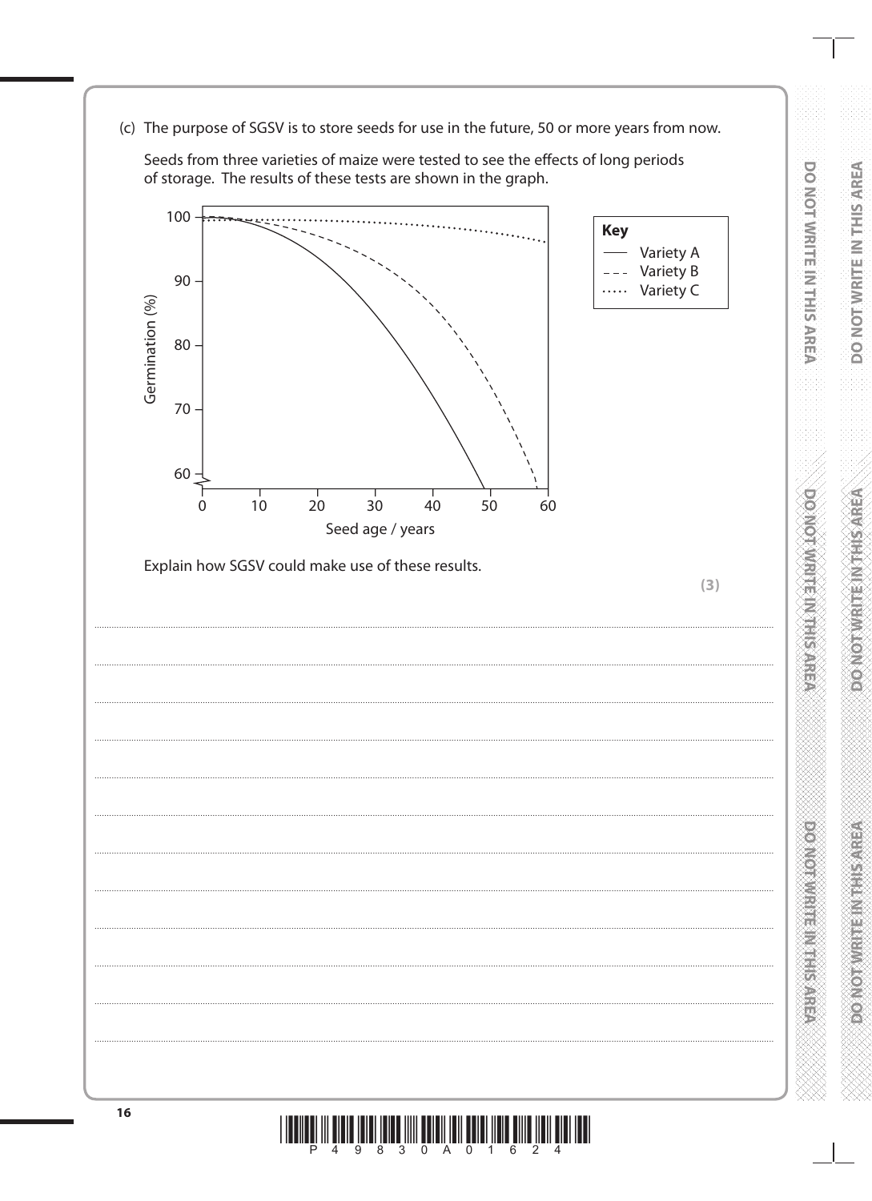(c) The purpose of SGSV is to store seeds for use in the future, 50 or more years from now.

Seeds from three varieties of maize were tested to see the effects of long periods of storage. The results of these tests are shown in the graph.

Explain how SGSV could make use of these results.

**(3)**

..............................................................................................................................................

..............................................................................................................................................

..............................................................................................................................................

..............................................................................................................................................

..............................................................................................................................................

..............................................................................................................................................

..............................................................................................................................................

..............................................................................................................................................

..............................................................................................................................................

..............................................................................................................................................

..............................................................................................................................................

..............................................................................................................................................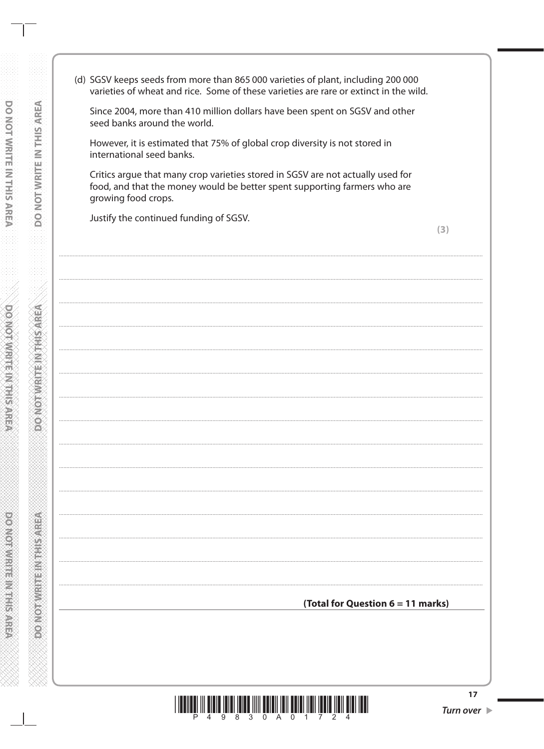(d) SGSV keeps seeds from more than 865 000 varieties of plant, including 200 000 varieties of wheat and rice. Some of these varieties are rare or extinct in the wild.

Since 2004, more than 410 million dollars have been spent on SGSV and other seed banks around the world.

However, it is estimated that 75% of global crop diversity is not stored in international seed banks.

Critics argue that many crop varieties stored in SGSV are not actually used for food, and that the money would be better spent supporting farmers who are growing food crops.

Justify the continued funding of SGSV.

**(3)**

**(Total for Question 6 = 11 marks)**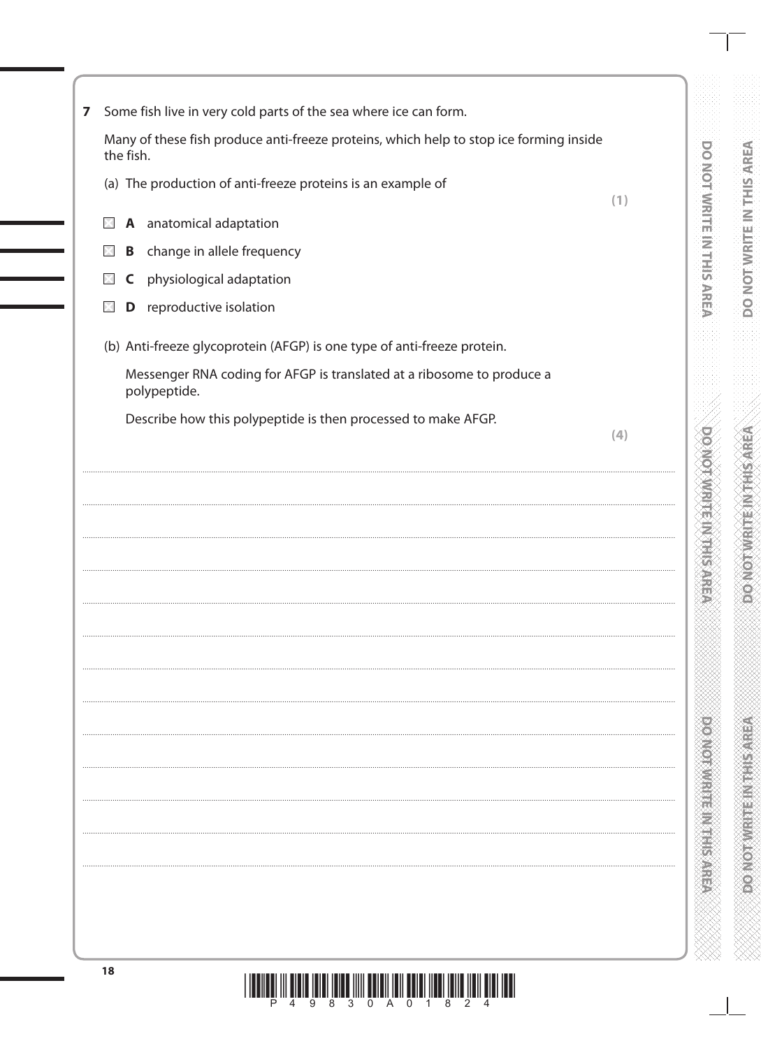**7** Some fish live in very cold parts of the sea where ice can form.

Many of these fish produce anti-freeze proteins, which help to stop ice forming inside the fish.

(a) The production of anti-freeze proteins is an example of **(1)**

- ☒ **A** anatomical adaptation
- ☒ **B** change in allele frequency
- ☒ **C** physiological adaptation
- ☒ **D** reproductive isolation

(b) Anti-freeze glycoprotein (AFGP) is one type of anti-freeze protein.

Messenger RNA coding for AFGP is translated at a ribosome to produce a polypeptide.

Describe how this polypeptide is then processed to make AFGP. **(4)**

..............................................................................................................................................

..............................................................................................................................................

..............................................................................................................................................

..............................................................................................................................................

..............................................................................................................................................

..............................................................................................................................................

..............................................................................................................................................

..............................................................................................................................................

..............................................................................................................................................

..............................................................................................................................................

..............................................................................................................................................

..............................................................................................................................................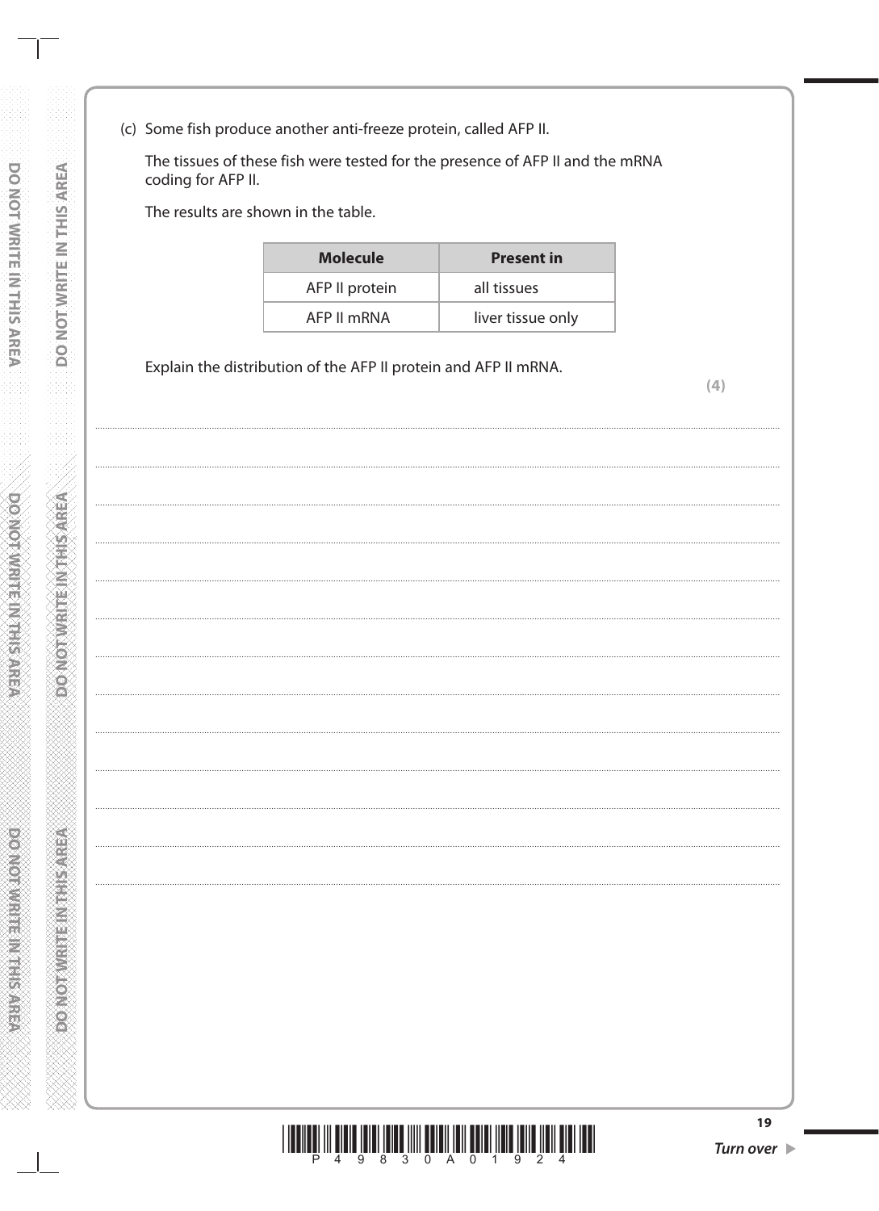(c) Some fish produce another anti-freeze protein, called AFP II.

The tissues of these fish were tested for the presence of AFP II and the mRNA coding for AFP II.

The results are shown in the table.

| Molecule | Present in |
|---|---|
| AFP II protein | all tissues |
| AFP II mRNA | liver tissue only |

Explain the distribution of the AFP II protein and AFP II mRNA.

**(4)**

.......................................................................................................................................................................................................................

.......................................................................................................................................................................................................................

.......................................................................................................................................................................................................................

.......................................................................................................................................................................................................................

.......................................................................................................................................................................................................................

.......................................................................................................................................................................................................................

.......................................................................................................................................................................................................................

.......................................................................................................................................................................................................................

.......................................................................................................................................................................................................................

.......................................................................................................................................................................................................................

.......................................................................................................................................................................................................................

.......................................................................................................................................................................................................................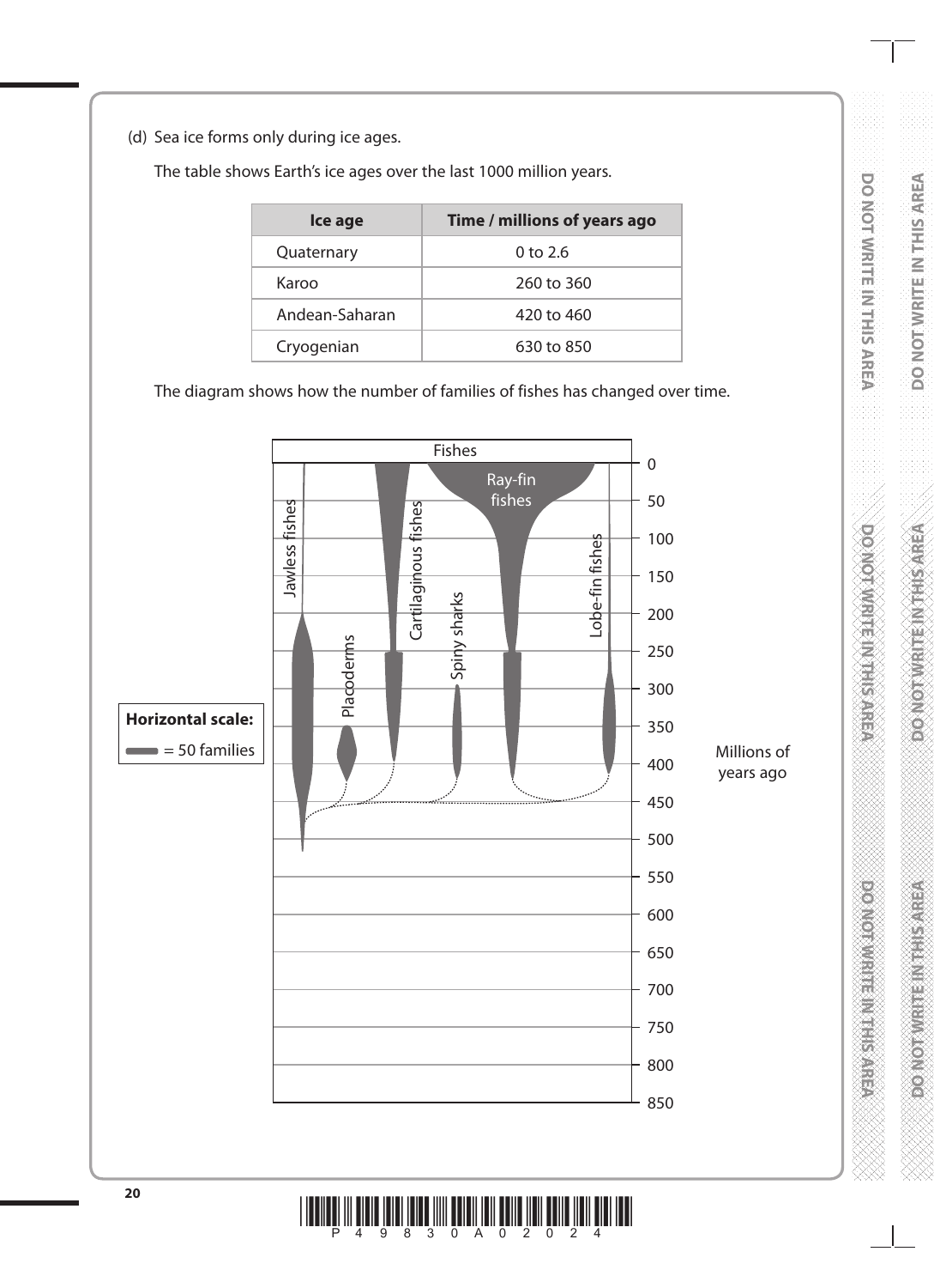(d) Sea ice forms only during ice ages.

The table shows Earth's ice ages over the last 1000 million years.

| Ice age | Time / millions of years ago |
|---|---|
| Quaternary | 0 to 2.6 |
| Karoo | 260 to 360 |
| Andean-Saharan | 420 to 460 |
| Cryogenian | 630 to 850 |

The diagram shows how the number of families of fishes has changed over time.

Fishes

Jawless fishes, Placoderms, Cartilaginous fishes, Spiny sharks, Ray-fin fishes, Lobe-fin fishes

**Horizontal scale:** ▬ = 50 families

Millions of years ago: 0, 50, 100, 150, 200, 250, 300, 350, 400, 450, 500, 550, 600, 650, 700, 750, 800, 850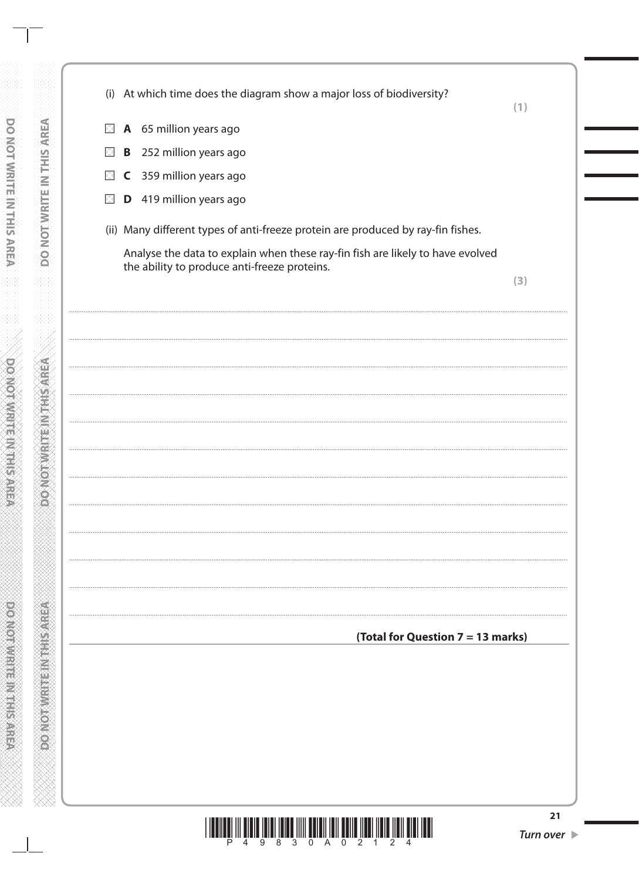(i) At which time does the diagram show a major loss of biodiversity?

**(1)**

- ☒ **A** 65 million years ago
- ☒ **B** 252 million years ago
- ☒ **C** 359 million years ago
- ☒ **D** 419 million years ago

(ii) Many different types of anti-freeze protein are produced by ray-fin fishes.

Analyse the data to explain when these ray-fin fish are likely to have evolved the ability to produce anti-freeze proteins.

**(3)**

..............................................................................................................................................

..............................................................................................................................................

..............................................................................................................................................

..............................................................................................................................................

..............................................................................................................................................

..............................................................................................................................................

..............................................................................................................................................

..............................................................................................................................................

..............................................................................................................................................

..............................................................................................................................................

..............................................................................................................................................

**(Total for Question 7 = 13 marks)**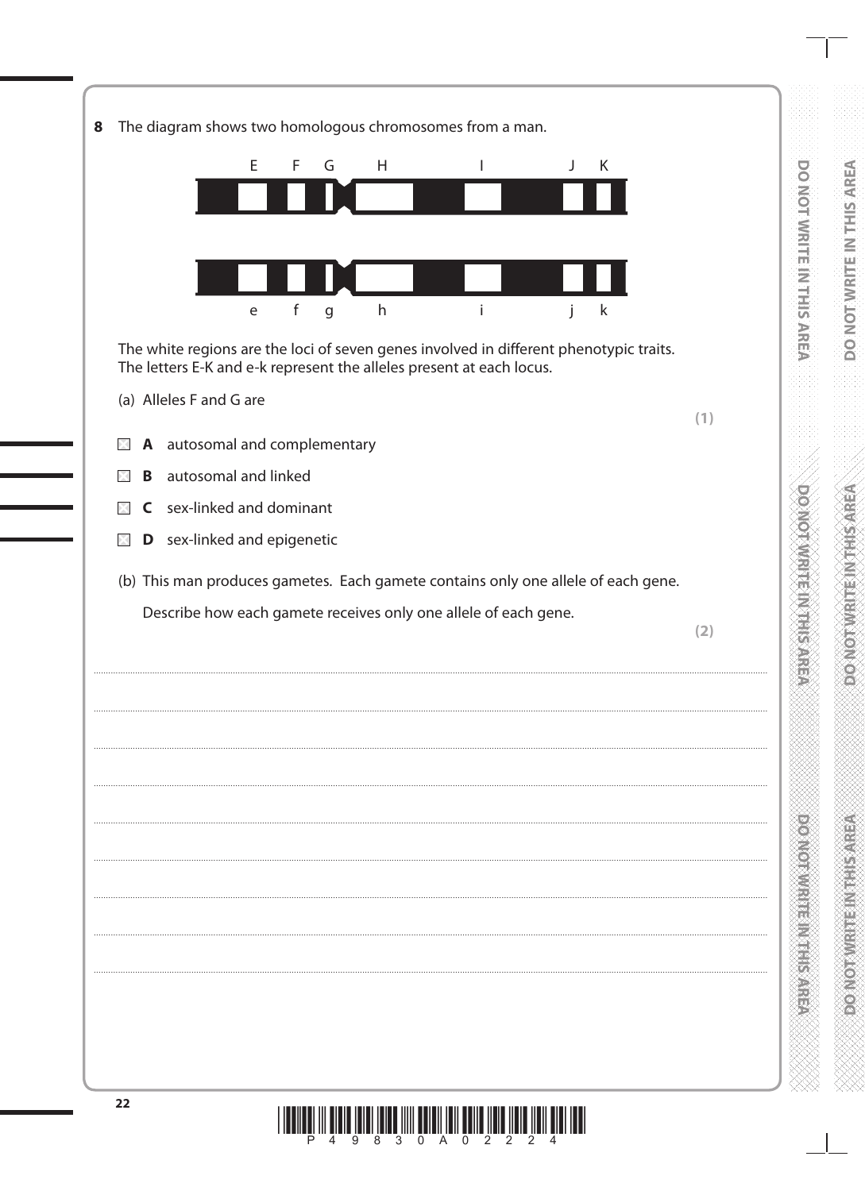**8** The diagram shows two homologous chromosomes from a man.

E F G H I J K

e f g h i j k

The white regions are the loci of seven genes involved in different phenotypic traits. The letters E-K and e-k represent the alleles present at each locus.

(a) Alleles F and G are

**(1)**

- ☒ **A** autosomal and complementary
- ☒ **B** autosomal and linked
- ☒ **C** sex-linked and dominant
- ☒ **D** sex-linked and epigenetic

(b) This man produces gametes. Each gamete contains only one allele of each gene.

Describe how each gamete receives only one allele of each gene.

**(2)**

.......................................................................................................................................................................................................................

.......................................................................................................................................................................................................................

.......................................................................................................................................................................................................................

.......................................................................................................................................................................................................................

.......................................................................................................................................................................................................................

.......................................................................................................................................................................................................................

.......................................................................................................................................................................................................................

.......................................................................................................................................................................................................................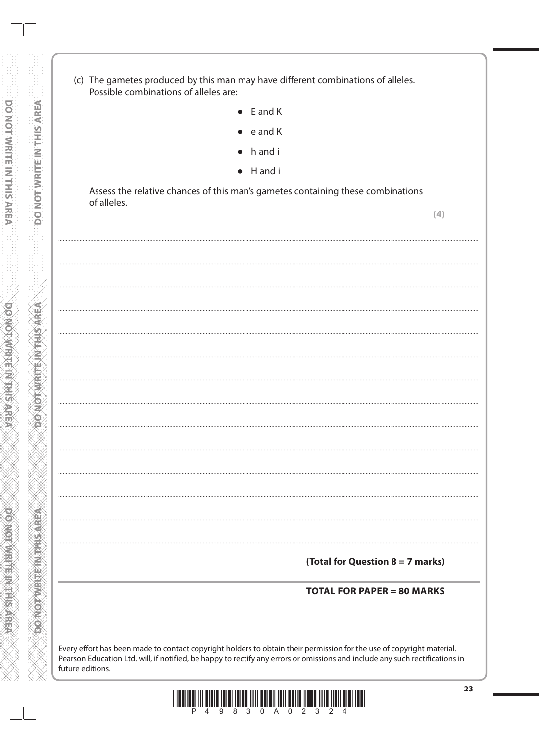(c) The gametes produced by this man may have different combinations of alleles. Possible combinations of alleles are:

- E and K
- e and K
- h and i
- H and i

Assess the relative chances of this man's gametes containing these combinations of alleles.

**(4)**

**(Total for Question 8 = 7 marks)**

**TOTAL FOR PAPER = 80 MARKS**

Every effort has been made to contact copyright holders to obtain their permission for the use of copyright material. Pearson Education Ltd. will, if notified, be happy to rectify any errors or omissions and include any such rectifications in future editions.